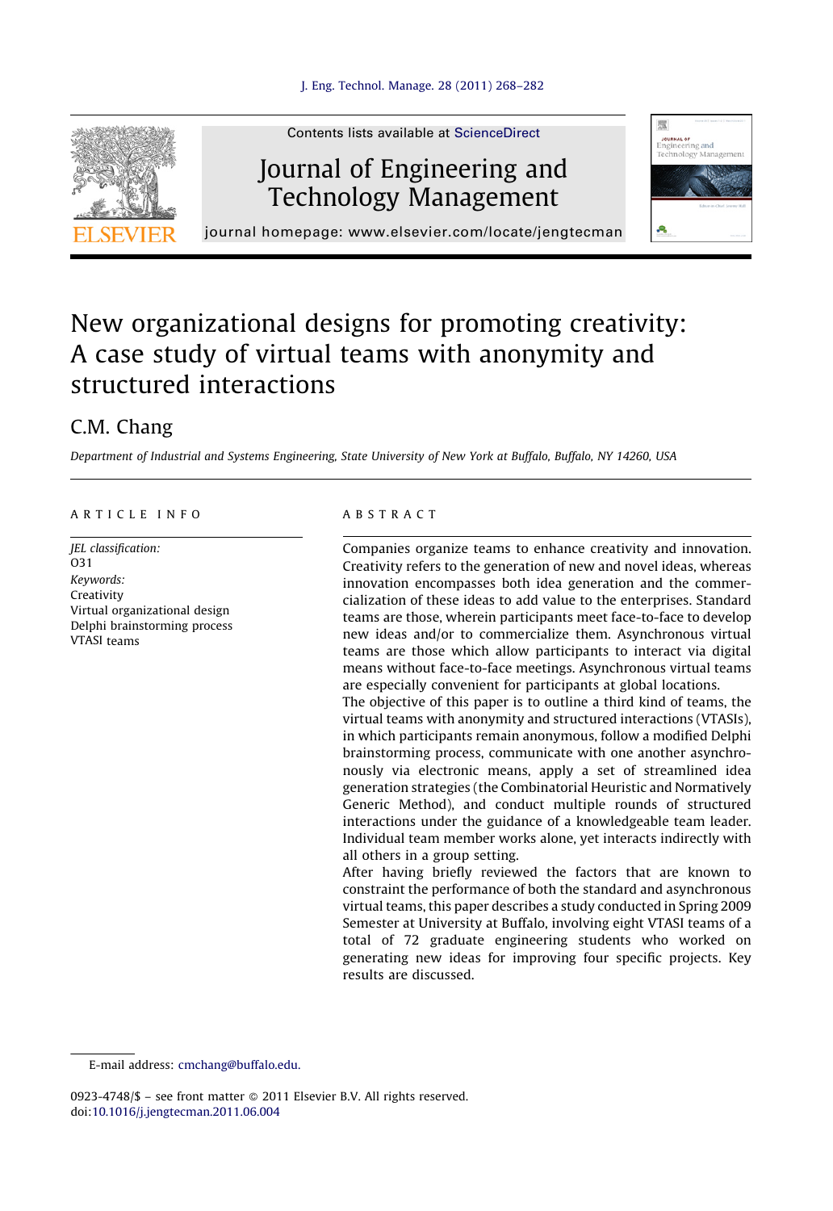Contents lists available at ScienceDirect

# Journal of Engineering and Technology Management

journal homepage: www.elsevier.com/locate/jengtecman

# New organizational designs for promoting creativity: A case study of virtual teams with anonymity and structured interactions

C.M. Chang

*Department of Industrial and Systems Engineering, State University of New York at Buffalo, Buffalo, NY 14260, USA*

## ARTICLE INFO

*JEL classification:*
O31

*Keywords:*
Creativity
Virtual organizational design
Delphi brainstorming process
VTASI teams

## ABSTRACT

Companies organize teams to enhance creativity and innovation. Creativity refers to the generation of new and novel ideas, whereas innovation encompasses both idea generation and the commercialization of these ideas to add value to the enterprises. Standard teams are those, wherein participants meet face-to-face to develop new ideas and/or to commercialize them. Asynchronous virtual teams are those which allow participants to interact via digital means without face-to-face meetings. Asynchronous virtual teams are especially convenient for participants at global locations.

The objective of this paper is to outline a third kind of teams, the virtual teams with anonymity and structured interactions (VTASIs), in which participants remain anonymous, follow a modified Delphi brainstorming process, communicate with one another asynchronously via electronic means, apply a set of streamlined idea generation strategies (the Combinatorial Heuristic and Normatively Generic Method), and conduct multiple rounds of structured interactions under the guidance of a knowledgeable team leader. Individual team member works alone, yet interacts indirectly with all others in a group setting.

After having briefly reviewed the factors that are known to constraint the performance of both the standard and asynchronous virtual teams, this paper describes a study conducted in Spring 2009 Semester at University at Buffalo, involving eight VTASI teams of a total of 72 graduate engineering students who worked on generating new ideas for improving four specific projects. Key results are discussed.

E-mail address: cmchang@buffalo.edu.

0923-4748/$ – see front matter © 2011 Elsevier B.V. All rights reserved.
doi:10.1016/j.jengtecman.2011.06.004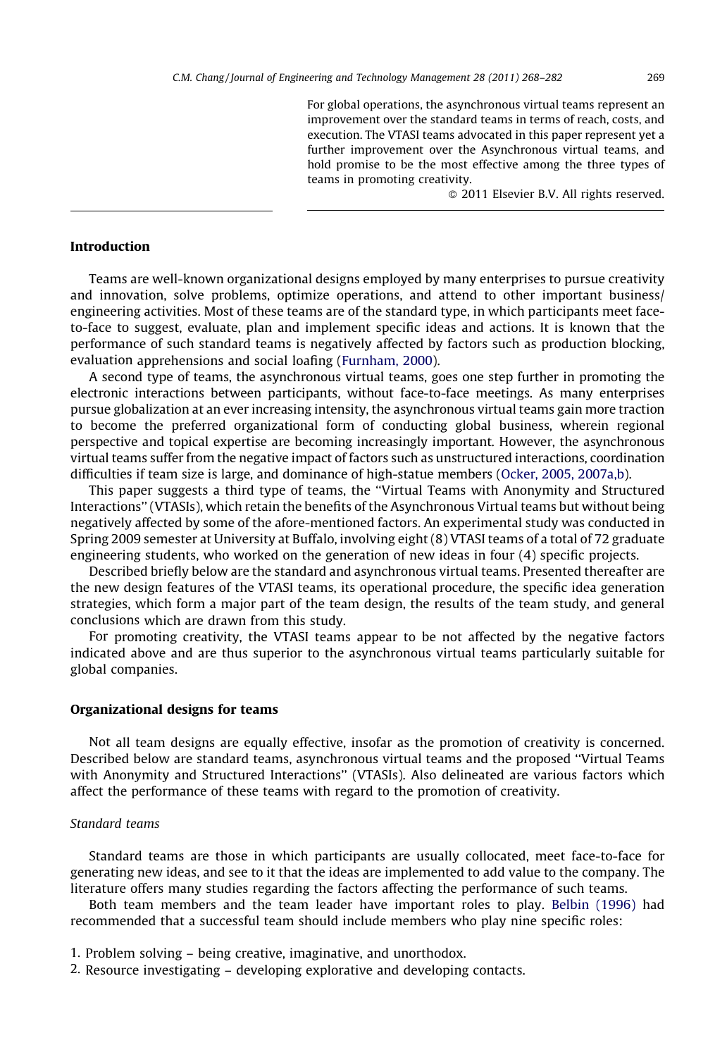For global operations, the asynchronous virtual teams represent an improvement over the standard teams in terms of reach, costs, and execution. The VTASI teams advocated in this paper represent yet a further improvement over the Asynchronous virtual teams, and hold promise to be the most effective among the three types of teams in promoting creativity.

© 2011 Elsevier B.V. All rights reserved.

## Introduction

Teams are well-known organizational designs employed by many enterprises to pursue creativity and innovation, solve problems, optimize operations, and attend to other important business/engineering activities. Most of these teams are of the standard type, in which participants meet face-to-face to suggest, evaluate, plan and implement specific ideas and actions. It is known that the performance of such standard teams is negatively affected by factors such as production blocking, evaluation apprehensions and social loafing (Furnham, 2000).

A second type of teams, the asynchronous virtual teams, goes one step further in promoting the electronic interactions between participants, without face-to-face meetings. As many enterprises pursue globalization at an ever increasing intensity, the asynchronous virtual teams gain more traction to become the preferred organizational form of conducting global business, wherein regional perspective and topical expertise are becoming increasingly important. However, the asynchronous virtual teams suffer from the negative impact of factors such as unstructured interactions, coordination difficulties if team size is large, and dominance of high-statue members (Ocker, 2005, 2007a,b).

This paper suggests a third type of teams, the ''Virtual Teams with Anonymity and Structured Interactions'' (VTASIs), which retain the benefits of the Asynchronous Virtual teams but without being negatively affected by some of the afore-mentioned factors. An experimental study was conducted in Spring 2009 semester at University at Buffalo, involving eight (8) VTASI teams of a total of 72 graduate engineering students, who worked on the generation of new ideas in four (4) specific projects.

Described briefly below are the standard and asynchronous virtual teams. Presented thereafter are the new design features of the VTASI teams, its operational procedure, the specific idea generation strategies, which form a major part of the team design, the results of the team study, and general conclusions which are drawn from this study.

For promoting creativity, the VTASI teams appear to be not affected by the negative factors indicated above and are thus superior to the asynchronous virtual teams particularly suitable for global companies.

## Organizational designs for teams

Not all team designs are equally effective, insofar as the promotion of creativity is concerned. Described below are standard teams, asynchronous virtual teams and the proposed ''Virtual Teams with Anonymity and Structured Interactions'' (VTASIs). Also delineated are various factors which affect the performance of these teams with regard to the promotion of creativity.

### *Standard teams*

Standard teams are those in which participants are usually collocated, meet face-to-face for generating new ideas, and see to it that the ideas are implemented to add value to the company. The literature offers many studies regarding the factors affecting the performance of such teams.

Both team members and the team leader have important roles to play. Belbin (1996) had recommended that a successful team should include members who play nine specific roles:

1. Problem solving – being creative, imaginative, and unorthodox.
2. Resource investigating – developing explorative and developing contacts.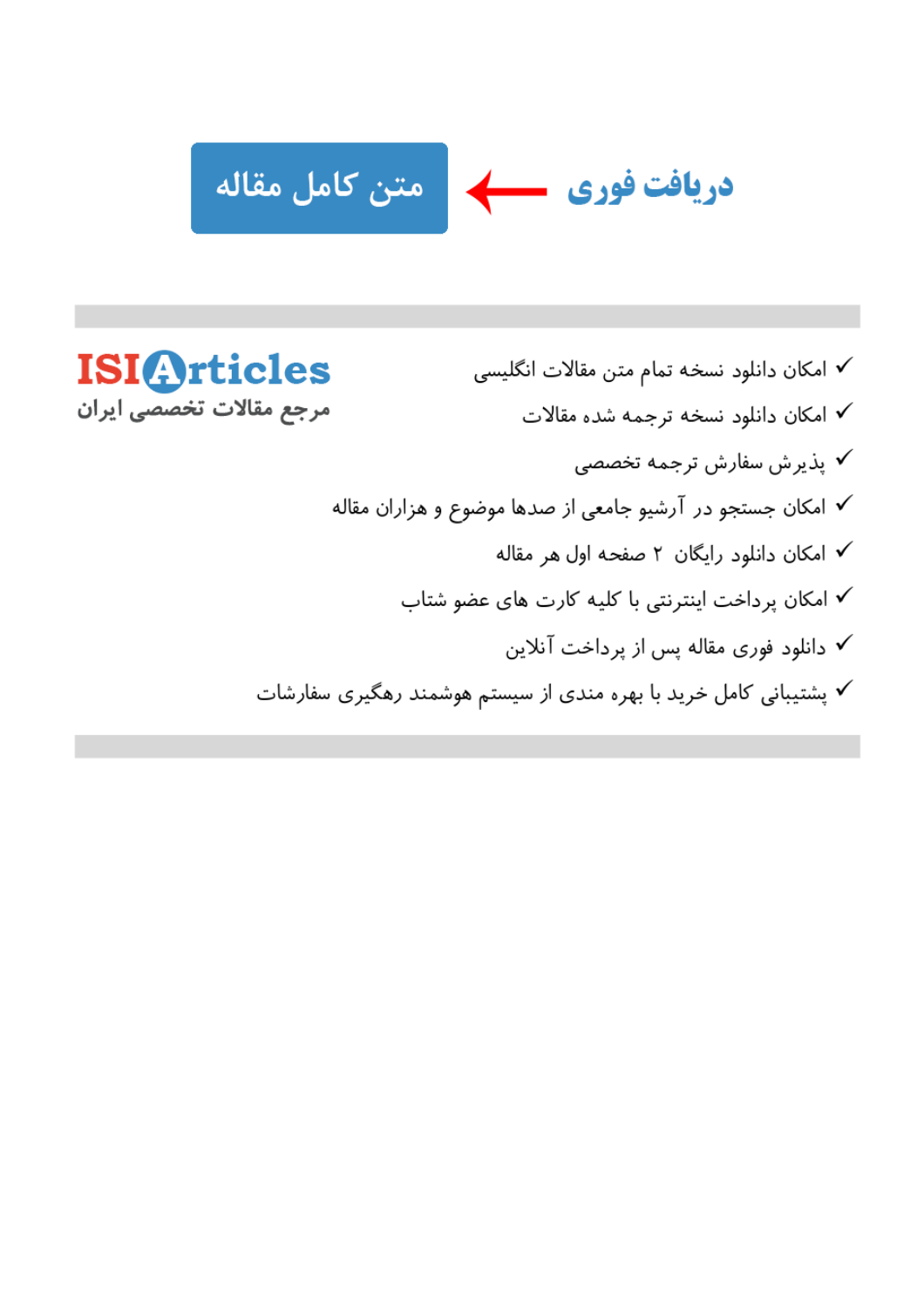متن کامل مقاله ← دریافت فوری

**ISIArticles**
مرجع مقالات تخصصی ایران

- ✓ امکان دانلود نسخه تمام متن مقالات انگلیسی
- ✓ امکان دانلود نسخه ترجمه شده مقالات
- ✓ پذیرش سفارش ترجمه تخصصی
- ✓ امکان جستجو در آرشیو جامعی از صدها موضوع و هزاران مقاله
- ✓ امکان دانلود رایگان ۲ صفحه اول هر مقاله
- ✓ امکان پرداخت اینترنتی با کلیه کارت های عضو شتاب
- ✓ دانلود فوری مقاله پس از پرداخت آنلاین
- ✓ پشتیبانی کامل خرید با بهره مندی از سیستم هوشمند رهگیری سفارشات